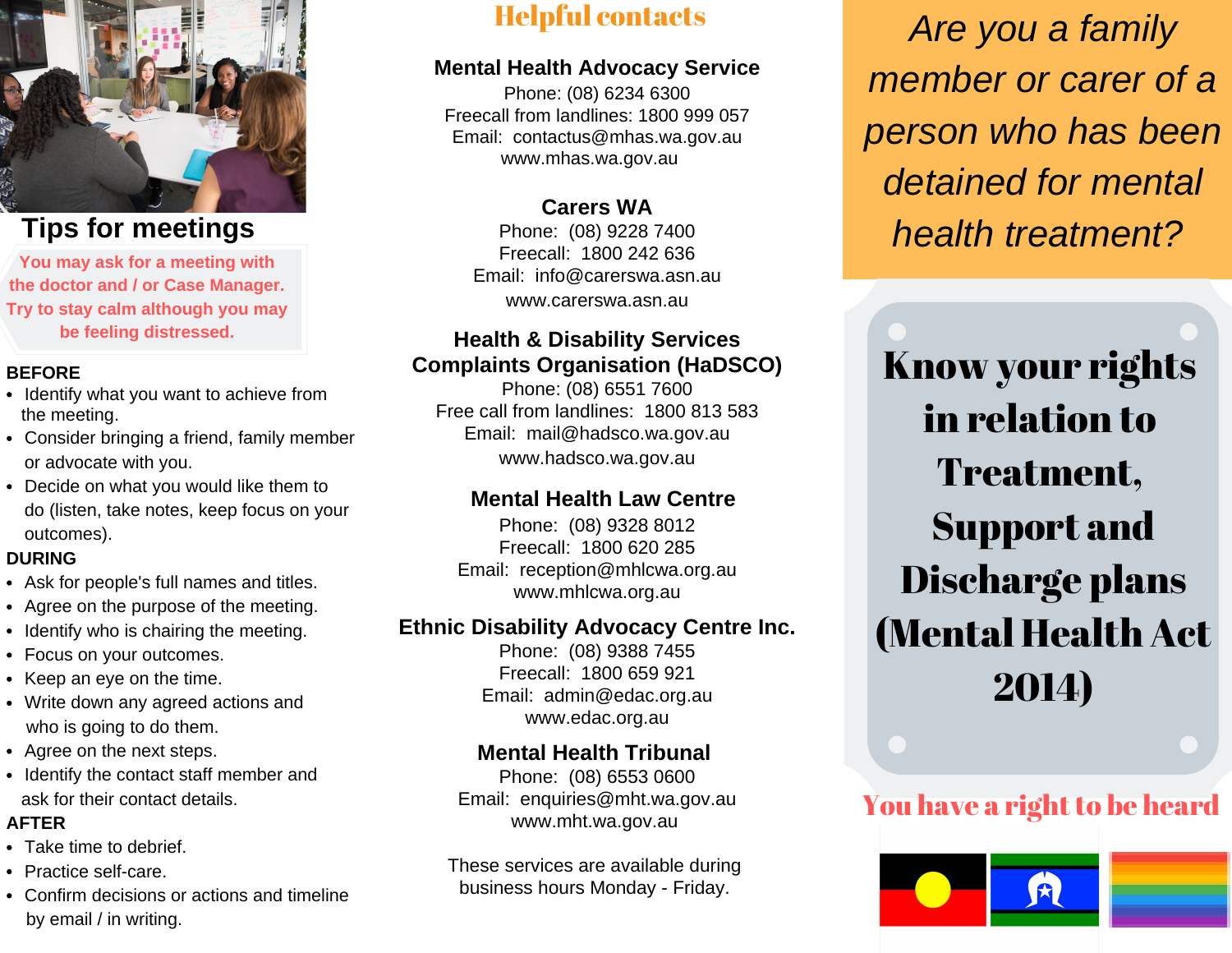## Tips for meetings

**You may ask for a meeting with the doctor and / or Case Manager. Try to stay calm although you may be feeling distressed.**

**BEFORE**

- Identify what you want to achieve from the meeting.
- Consider bringing a friend, family member or advocate with you.
- Decide on what you would like them to do (listen, take notes, keep focus on your outcomes).

**DURING**

- Ask for people's full names and titles.
- Agree on the purpose of the meeting.
- Identify who is chairing the meeting.
- Focus on your outcomes.
- Keep an eye on the time.
- Write down any agreed actions and who is going to do them.
- Agree on the next steps.
- Identify the contact staff member and ask for their contact details.

**AFTER**

- Take time to debrief.
- Practice self-care.
- Confirm decisions or actions and timeline by email / in writing.

## Helpful contacts

**Mental Health Advocacy Service**
Phone: (08) 6234 6300
Freecall from landlines: 1800 999 057
Email: contactus@mhas.wa.gov.au
www.mhas.wa.gov.au

**Carers WA**
Phone: (08) 9228 7400
Freecall: 1800 242 636
Email: info@carerswa.asn.au
www.carerswa.asn.au

**Health & Disability Services Complaints Organisation (HaDSCO)**
Phone: (08) 6551 7600
Free call from landlines: 1800 813 583
Email: mail@hadsco.wa.gov.au
www.hadsco.wa.gov.au

**Mental Health Law Centre**
Phone: (08) 9328 8012
Freecall: 1800 620 285
Email: reception@mhlcwa.org.au
www.mhlcwa.org.au

**Ethnic Disability Advocacy Centre Inc.**
Phone: (08) 9388 7455
Freecall: 1800 659 921
Email: admin@edac.org.au
www.edac.org.au

**Mental Health Tribunal**
Phone: (08) 6553 0600
Email: enquiries@mht.wa.gov.au
www.mht.wa.gov.au

These services are available during business hours Monday - Friday.

*Are you a family member or carer of a person who has been detained for mental health treatment?*

# Know your rights in relation to Treatment, Support and Discharge plans (Mental Health Act 2014)

**You have a right to be heard**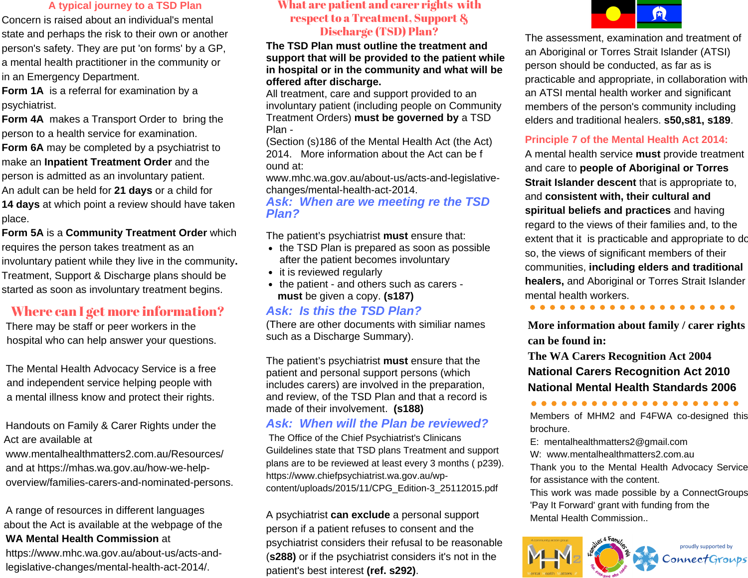## A typical journey to a TSD Plan

Concern is raised about an individual's mental state and perhaps the risk to their own or another person's safety. They are put 'on forms' by a GP, a mental health practitioner in the community or in an Emergency Department.

**Form 1A** is a referral for examination by a psychiatrist.

**Form 4A** makes a Transport Order to bring the person to a health service for examination.

**Form 6A** may be completed by a psychiatrist to make an **Inpatient Treatment Order** and the person is admitted as an involuntary patient.

An adult can be held for **21 days** or a child for **14 days** at which point a review should have taken place.

**Form 5A** is a **Community Treatment Order** which requires the person takes treatment as an involuntary patient while they live in the community**.**

Treatment, Support & Discharge plans should be started as soon as involuntary treatment begins.

## Where can I get more information?

There may be staff or peer workers in the hospital who can help answer your questions.

The Mental Health Advocacy Service is a free and independent service helping people with a mental illness know and protect their rights.

Handouts on Family & Carer Rights under the Act are available at www.mentalhealthmatters2.com.au/Resources/ and at https://mhas.wa.gov.au/how-we-help-overview/families-carers-and-nominated-persons.

A range of resources in different languages about the Act is available at the webpage of the **WA Mental Health Commission** at https://www.mhc.wa.gov.au/about-us/acts-and-legislative-changes/mental-health-act-2014/.

## What are patient and carer rights with respect to a Treatment, Support & Discharge (TSD) Plan?

**The TSD Plan must outline the treatment and support that will be provided to the patient while in hospital or in the community and what will be offered after discharge.**

All treatment, care and support provided to an involuntary patient (including people on Community Treatment Orders) **must be governed by** a TSD Plan - (Section (s)186 of the Mental Health Act (the Act) 2014. More information about the Act can be f ound at: www.mhc.wa.gov.au/about-us/acts-and-legislative-changes/mental-health-act-2014.

### *Ask: When are we meeting re the TSD Plan?*

The patient's psychiatrist **must** ensure that:

- the TSD Plan is prepared as soon as possible after the patient becomes involuntary
- it is reviewed regularly
- the patient - and others such as carers - **must** be given a copy. **(s187)**

### *Ask: Is this the TSD Plan?*

(There are other documents with similiar names such as a Discharge Summary).

The patient's psychiatrist **must** ensure that the patient and personal support persons (which includes carers) are involved in the preparation, and review, of the TSD Plan and that a record is made of their involvement. **(s188)**

### *Ask: When will the Plan be reviewed?*

The Office of the Chief Psychiatrist's Clinicans Guildelines state that TSD plans Treatment and support plans are to be reviewed at least every 3 months ( p239). https://www.chiefpsychiatrist.wa.gov.au/wp-content/uploads/2015/11/CPG_Edition-3_25112015.pdf

A psychiatrist **can exclude** a personal support person if a patient refuses to consent and the psychiatrist considers their refusal to be reasonable (**s288)** or if the psychiatrist considers it's not in the patient's best interest **(ref. s292)**.

The assessment, examination and treatment of an Aboriginal or Torres Strait Islander (ATSI) person should be conducted, as far as is practicable and appropriate, in collaboration with an ATSI mental health worker and significant members of the person's community including elders and traditional healers. **s50,s81, s189**.

## Principle 7 of the Mental Health Act 2014:

A mental health service **must** provide treatment and care to **people of Aboriginal or Torres Strait Islander descent** that is appropriate to, and **consistent with, their cultural and spiritual beliefs and practices** and having regard to the views of their families and, to the extent that it is practicable and appropriate to do so, the views of significant members of their communities, **including elders and traditional healers,** and Aboriginal or Torres Strait Islander mental health workers.

**More information about family / carer rights can be found in:**

**The WA Carers Recognition Act 2004**

**National Carers Recognition Act 2010**

**National Mental Health Standards 2006**

Members of MHM2 and F4FWA co-designed this brochure.

E: mentalhealthmatters2@gmail.com

W: www.mentalhealthmatters2.com.au

Thank you to the Mental Health Advocacy Service for assistance with the content.

This work was made possible by a ConnectGroups 'Pay It Forward' grant with funding from the Mental Health Commission..